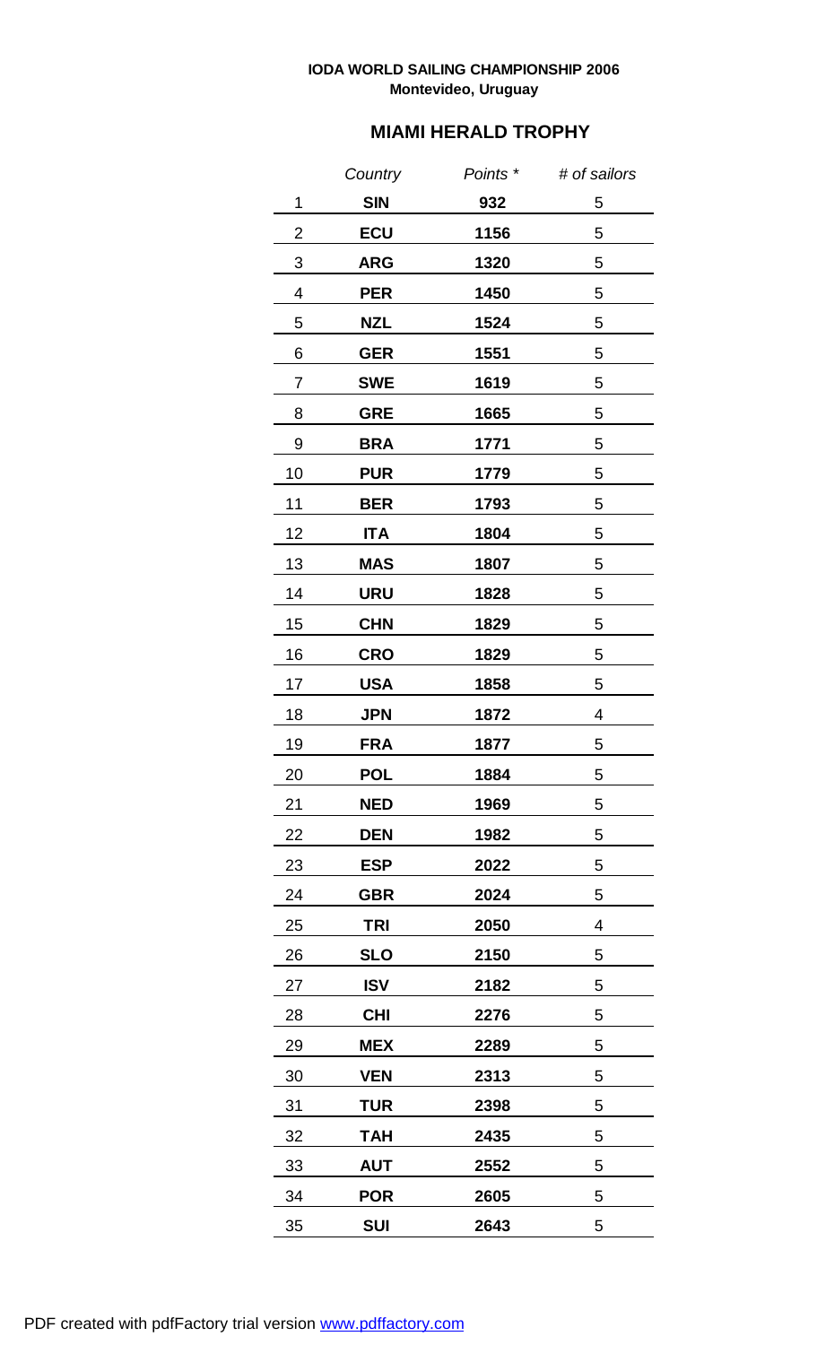**IODA WORLD SAILING CHAMPIONSHIP 2006**
**Montevideo, Uruguay**

## MIAMI HERALD TROPHY

| | *Country* | *Points \** | *# of sailors* |
|---|---|---|---|
| 1 | **SIN** | **932** | 5 |
| 2 | **ECU** | **1156** | 5 |
| 3 | **ARG** | **1320** | 5 |
| 4 | **PER** | **1450** | 5 |
| 5 | **NZL** | **1524** | 5 |
| 6 | **GER** | **1551** | 5 |
| 7 | **SWE** | **1619** | 5 |
| 8 | **GRE** | **1665** | 5 |
| 9 | **BRA** | **1771** | 5 |
| 10 | **PUR** | **1779** | 5 |
| 11 | **BER** | **1793** | 5 |
| 12 | **ITA** | **1804** | 5 |
| 13 | **MAS** | **1807** | 5 |
| 14 | **URU** | **1828** | 5 |
| 15 | **CHN** | **1829** | 5 |
| 16 | **CRO** | **1829** | 5 |
| 17 | **USA** | **1858** | 5 |
| 18 | **JPN** | **1872** | 4 |
| 19 | **FRA** | **1877** | 5 |
| 20 | **POL** | **1884** | 5 |
| 21 | **NED** | **1969** | 5 |
| 22 | **DEN** | **1982** | 5 |
| 23 | **ESP** | **2022** | 5 |
| 24 | **GBR** | **2024** | 5 |
| 25 | **TRI** | **2050** | 4 |
| 26 | **SLO** | **2150** | 5 |
| 27 | **ISV** | **2182** | 5 |
| 28 | **CHI** | **2276** | 5 |
| 29 | **MEX** | **2289** | 5 |
| 30 | **VEN** | **2313** | 5 |
| 31 | **TUR** | **2398** | 5 |
| 32 | **TAH** | **2435** | 5 |
| 33 | **AUT** | **2552** | 5 |
| 34 | **POR** | **2605** | 5 |
| 35 | **SUI** | **2643** | 5 |

PDF created with pdfFactory trial version www.pdffactory.com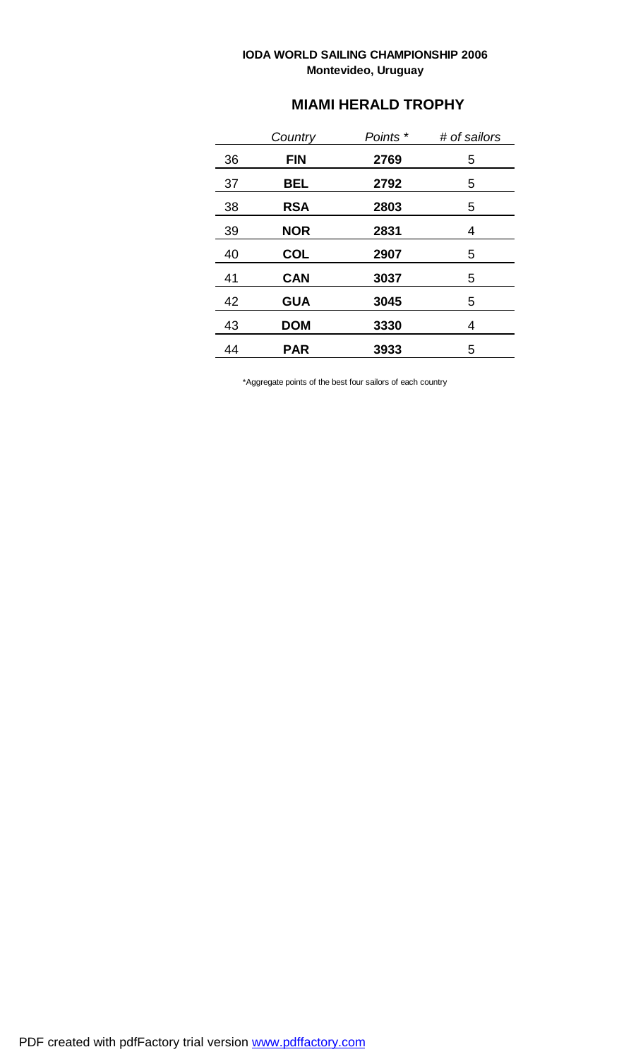**IODA WORLD SAILING CHAMPIONSHIP 2006**
**Montevideo, Uruguay**

## MIAMI HERALD TROPHY

| | *Country* | *Points \** | *# of sailors* |
|---|---|---|---|
| 36 | **FIN** | **2769** | 5 |
| 37 | **BEL** | **2792** | 5 |
| 38 | **RSA** | **2803** | 5 |
| 39 | **NOR** | **2831** | 4 |
| 40 | **COL** | **2907** | 5 |
| 41 | **CAN** | **3037** | 5 |
| 42 | **GUA** | **3045** | 5 |
| 43 | **DOM** | **3330** | 4 |
| 44 | **PAR** | **3933** | 5 |

*Aggregate points of the best four sailors of each country

PDF created with pdfFactory trial version www.pdffactory.com